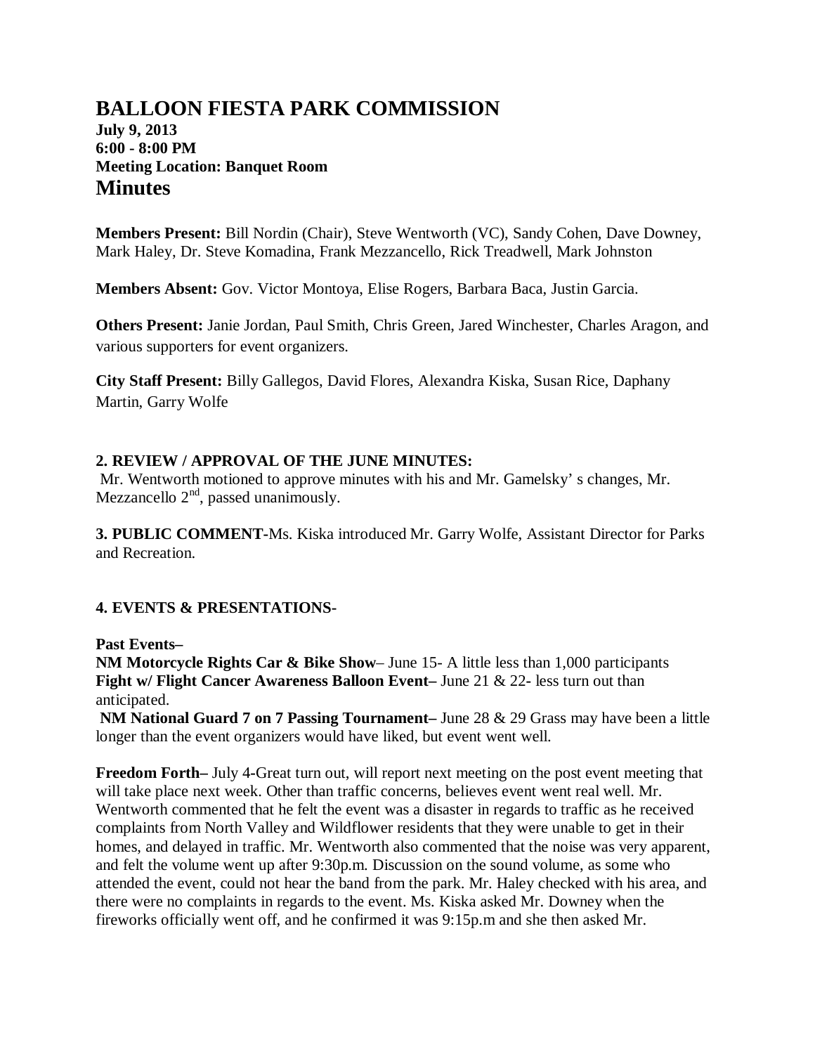# BALLOON FIESTA PARK COMMISSION

**July 9, 2013**
**6:00 - 8:00 PM**
**Meeting Location: Banquet Room**

## Minutes

**Members Present:** Bill Nordin (Chair), Steve Wentworth (VC), Sandy Cohen, Dave Downey, Mark Haley, Dr. Steve Komadina, Frank Mezzancello, Rick Treadwell, Mark Johnston

**Members Absent:** Gov. Victor Montoya, Elise Rogers, Barbara Baca, Justin Garcia.

**Others Present:** Janie Jordan, Paul Smith, Chris Green, Jared Winchester, Charles Aragon, and various supporters for event organizers.

**City Staff Present:** Billy Gallegos, David Flores, Alexandra Kiska, Susan Rice, Daphany Martin, Garry Wolfe

**2. REVIEW / APPROVAL OF THE JUNE MINUTES:**
Mr. Wentworth motioned to approve minutes with his and Mr. Gamelsky' s changes, Mr. Mezzancello 2nd, passed unanimously.

**3. PUBLIC COMMENT-**Ms. Kiska introduced Mr. Garry Wolfe, Assistant Director for Parks and Recreation.

**4. EVENTS & PRESENTATIONS-**

**Past Events–**
**NM Motorcycle Rights Car & Bike Show**– June 15- A little less than 1,000 participants
**Fight w/ Flight Cancer Awareness Balloon Event–** June 21 & 22- less turn out than anticipated.
**NM National Guard 7 on 7 Passing Tournament–** June 28 & 29 Grass may have been a little longer than the event organizers would have liked, but event went well.

**Freedom Forth–** July 4-Great turn out, will report next meeting on the post event meeting that will take place next week. Other than traffic concerns, believes event went real well. Mr. Wentworth commented that he felt the event was a disaster in regards to traffic as he received complaints from North Valley and Wildflower residents that they were unable to get in their homes, and delayed in traffic. Mr. Wentworth also commented that the noise was very apparent, and felt the volume went up after 9:30p.m. Discussion on the sound volume, as some who attended the event, could not hear the band from the park. Mr. Haley checked with his area, and there were no complaints in regards to the event. Ms. Kiska asked Mr. Downey when the fireworks officially went off, and he confirmed it was 9:15p.m and she then asked Mr.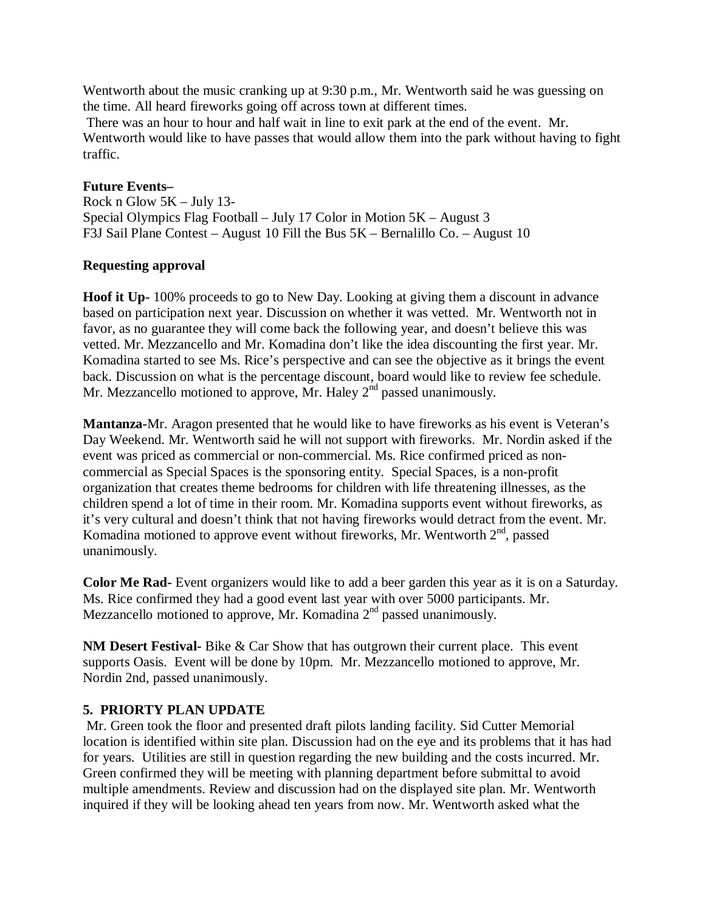Wentworth about the music cranking up at 9:30 p.m., Mr. Wentworth said he was guessing on the time. All heard fireworks going off across town at different times.
There was an hour to hour and half wait in line to exit park at the end of the event. Mr. Wentworth would like to have passes that would allow them into the park without having to fight traffic.

**Future Events–**
Rock n Glow 5K – July 13-
Special Olympics Flag Football – July 17 Color in Motion 5K – August 3
F3J Sail Plane Contest – August 10 Fill the Bus 5K – Bernalillo Co. – August 10

**Requesting approval**

**Hoof it Up-** 100% proceeds to go to New Day. Looking at giving them a discount in advance based on participation next year. Discussion on whether it was vetted. Mr. Wentworth not in favor, as no guarantee they will come back the following year, and doesn't believe this was vetted. Mr. Mezzancello and Mr. Komadina don't like the idea discounting the first year. Mr. Komadina started to see Ms. Rice's perspective and can see the objective as it brings the event back. Discussion on what is the percentage discount, board would like to review fee schedule. Mr. Mezzancello motioned to approve, Mr. Haley 2nd passed unanimously.

**Mantanza**-Mr. Aragon presented that he would like to have fireworks as his event is Veteran's Day Weekend. Mr. Wentworth said he will not support with fireworks. Mr. Nordin asked if the event was priced as commercial or non-commercial. Ms. Rice confirmed priced as non-commercial as Special Spaces is the sponsoring entity. Special Spaces, is a non-profit organization that creates theme bedrooms for children with life threatening illnesses, as the children spend a lot of time in their room. Mr. Komadina supports event without fireworks, as it's very cultural and doesn't think that not having fireworks would detract from the event. Mr. Komadina motioned to approve event without fireworks, Mr. Wentworth 2nd, passed unanimously.

**Color Me Rad-** Event organizers would like to add a beer garden this year as it is on a Saturday. Ms. Rice confirmed they had a good event last year with over 5000 participants. Mr. Mezzancello motioned to approve, Mr. Komadina 2nd passed unanimously.

**NM Desert Festival-** Bike & Car Show that has outgrown their current place. This event supports Oasis. Event will be done by 10pm. Mr. Mezzancello motioned to approve, Mr. Nordin 2nd, passed unanimously.

**5. PRIORTY PLAN UPDATE**

Mr. Green took the floor and presented draft pilots landing facility. Sid Cutter Memorial location is identified within site plan. Discussion had on the eye and its problems that it has had for years. Utilities are still in question regarding the new building and the costs incurred. Mr. Green confirmed they will be meeting with planning department before submittal to avoid multiple amendments. Review and discussion had on the displayed site plan. Mr. Wentworth inquired if they will be looking ahead ten years from now. Mr. Wentworth asked what the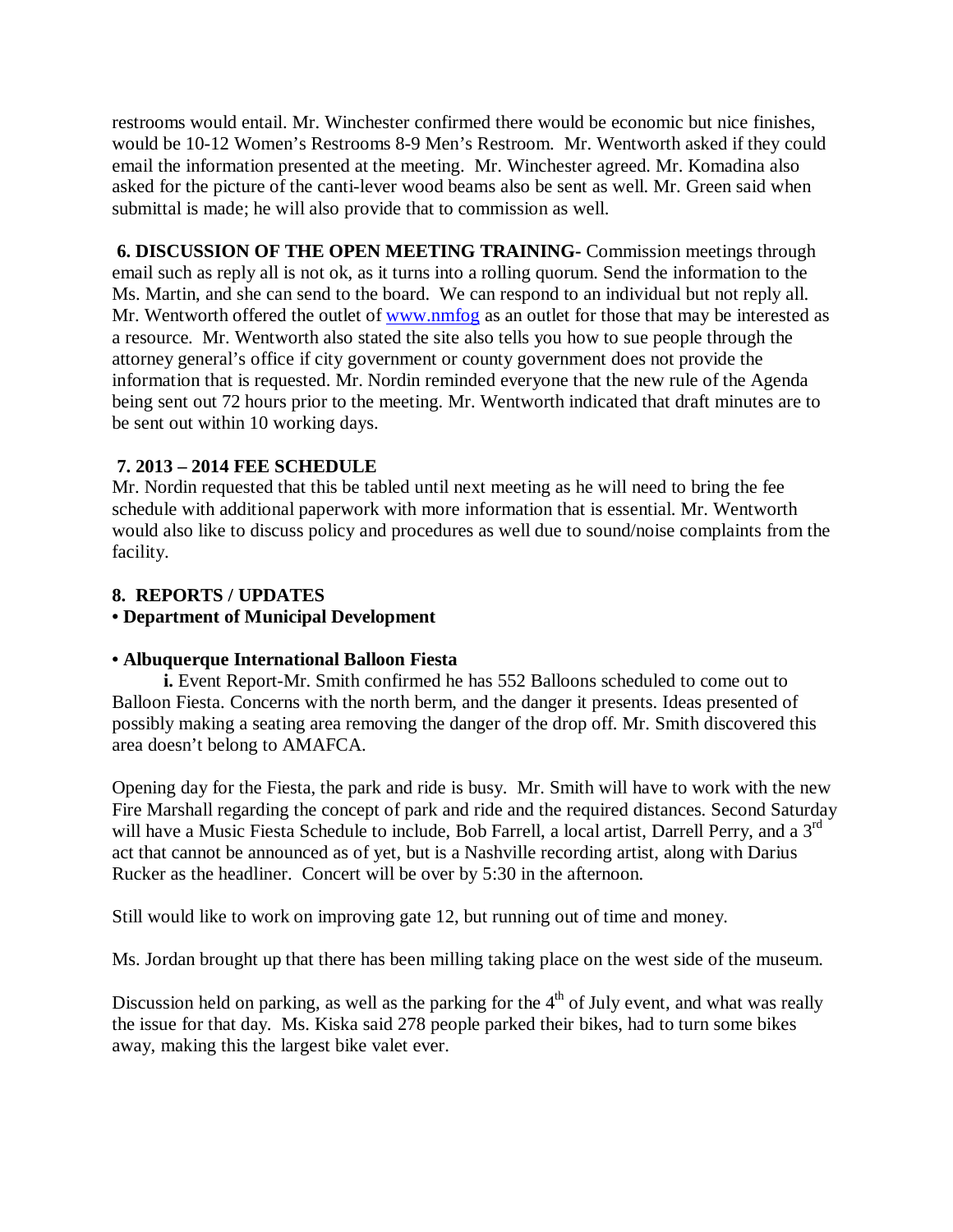restrooms would entail. Mr. Winchester confirmed there would be economic but nice finishes, would be 10-12 Women's Restrooms 8-9 Men's Restroom. Mr. Wentworth asked if they could email the information presented at the meeting. Mr. Winchester agreed. Mr. Komadina also asked for the picture of the canti-lever wood beams also be sent as well. Mr. Green said when submittal is made; he will also provide that to commission as well.

**6. DISCUSSION OF THE OPEN MEETING TRAINING-** Commission meetings through email such as reply all is not ok, as it turns into a rolling quorum. Send the information to the Ms. Martin, and she can send to the board. We can respond to an individual but not reply all. Mr. Wentworth offered the outlet of [www.nmfog](www.nmfog) as an outlet for those that may be interested as a resource. Mr. Wentworth also stated the site also tells you how to sue people through the attorney general's office if city government or county government does not provide the information that is requested. Mr. Nordin reminded everyone that the new rule of the Agenda being sent out 72 hours prior to the meeting. Mr. Wentworth indicated that draft minutes are to be sent out within 10 working days.

**7. 2013 – 2014 FEE SCHEDULE**

Mr. Nordin requested that this be tabled until next meeting as he will need to bring the fee schedule with additional paperwork with more information that is essential. Mr. Wentworth would also like to discuss policy and procedures as well due to sound/noise complaints from the facility.

**8. REPORTS / UPDATES**

**• Department of Municipal Development**

**• Albuquerque International Balloon Fiesta**

**i.** Event Report-Mr. Smith confirmed he has 552 Balloons scheduled to come out to Balloon Fiesta. Concerns with the north berm, and the danger it presents. Ideas presented of possibly making a seating area removing the danger of the drop off. Mr. Smith discovered this area doesn't belong to AMAFCA.

Opening day for the Fiesta, the park and ride is busy. Mr. Smith will have to work with the new Fire Marshall regarding the concept of park and ride and the required distances. Second Saturday will have a Music Fiesta Schedule to include, Bob Farrell, a local artist, Darrell Perry, and a 3rd act that cannot be announced as of yet, but is a Nashville recording artist, along with Darius Rucker as the headliner. Concert will be over by 5:30 in the afternoon.

Still would like to work on improving gate 12, but running out of time and money.

Ms. Jordan brought up that there has been milling taking place on the west side of the museum.

Discussion held on parking, as well as the parking for the 4th of July event, and what was really the issue for that day. Ms. Kiska said 278 people parked their bikes, had to turn some bikes away, making this the largest bike valet ever.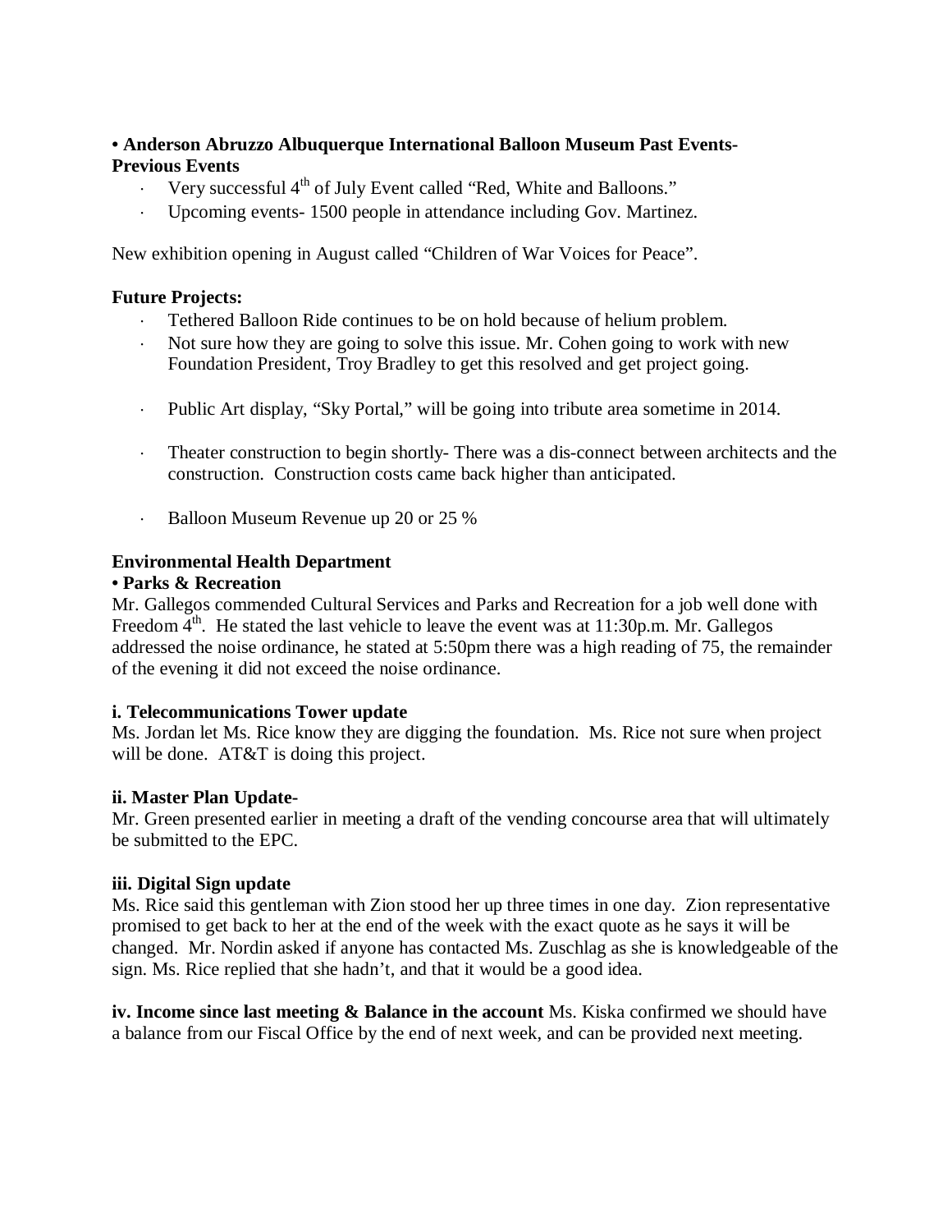**• Anderson Abruzzo Albuquerque International Balloon Museum Past Events-**
**Previous Events**

- Very successful 4th of July Event called "Red, White and Balloons."
- Upcoming events- 1500 people in attendance including Gov. Martinez.

New exhibition opening in August called "Children of War Voices for Peace".

**Future Projects:**

- Tethered Balloon Ride continues to be on hold because of helium problem.
- Not sure how they are going to solve this issue. Mr. Cohen going to work with new Foundation President, Troy Bradley to get this resolved and get project going.
- Public Art display, "Sky Portal," will be going into tribute area sometime in 2014.
- Theater construction to begin shortly- There was a dis-connect between architects and the construction. Construction costs came back higher than anticipated.
- Balloon Museum Revenue up 20 or 25 %

**Environmental Health Department**
**• Parks & Recreation**
Mr. Gallegos commended Cultural Services and Parks and Recreation for a job well done with Freedom 4th. He stated the last vehicle to leave the event was at 11:30p.m. Mr. Gallegos addressed the noise ordinance, he stated at 5:50pm there was a high reading of 75, the remainder of the evening it did not exceed the noise ordinance.

**i. Telecommunications Tower update**
Ms. Jordan let Ms. Rice know they are digging the foundation. Ms. Rice not sure when project will be done. AT&T is doing this project.

**ii. Master Plan Update-**
Mr. Green presented earlier in meeting a draft of the vending concourse area that will ultimately be submitted to the EPC.

**iii. Digital Sign update**
Ms. Rice said this gentleman with Zion stood her up three times in one day. Zion representative promised to get back to her at the end of the week with the exact quote as he says it will be changed. Mr. Nordin asked if anyone has contacted Ms. Zuschlag as she is knowledgeable of the sign. Ms. Rice replied that she hadn't, and that it would be a good idea.

**iv. Income since last meeting & Balance in the account** Ms. Kiska confirmed we should have a balance from our Fiscal Office by the end of next week, and can be provided next meeting.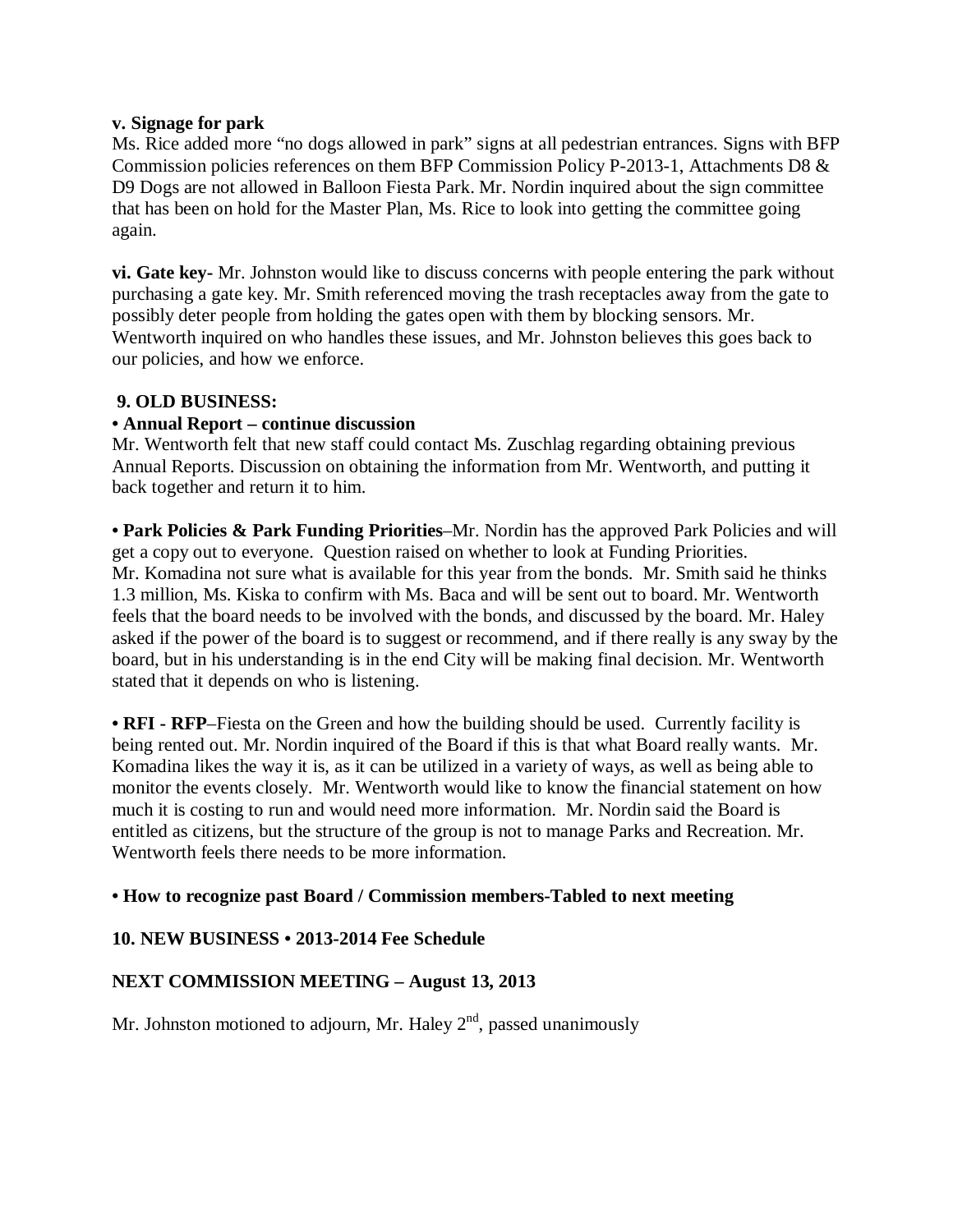**v. Signage for park**

Ms. Rice added more "no dogs allowed in park" signs at all pedestrian entrances. Signs with BFP Commission policies references on them BFP Commission Policy P-2013-1, Attachments D8 & D9 Dogs are not allowed in Balloon Fiesta Park. Mr. Nordin inquired about the sign committee that has been on hold for the Master Plan, Ms. Rice to look into getting the committee going again.

**vi. Gate key-** Mr. Johnston would like to discuss concerns with people entering the park without purchasing a gate key. Mr. Smith referenced moving the trash receptacles away from the gate to possibly deter people from holding the gates open with them by blocking sensors. Mr. Wentworth inquired on who handles these issues, and Mr. Johnston believes this goes back to our policies, and how we enforce.

**9. OLD BUSINESS:**

**• Annual Report – continue discussion**

Mr. Wentworth felt that new staff could contact Ms. Zuschlag regarding obtaining previous Annual Reports. Discussion on obtaining the information from Mr. Wentworth, and putting it back together and return it to him.

**• Park Policies & Park Funding Priorities**–Mr. Nordin has the approved Park Policies and will get a copy out to everyone. Question raised on whether to look at Funding Priorities. Mr. Komadina not sure what is available for this year from the bonds. Mr. Smith said he thinks 1.3 million, Ms. Kiska to confirm with Ms. Baca and will be sent out to board. Mr. Wentworth feels that the board needs to be involved with the bonds, and discussed by the board. Mr. Haley asked if the power of the board is to suggest or recommend, and if there really is any sway by the board, but in his understanding is in the end City will be making final decision. Mr. Wentworth stated that it depends on who is listening.

**• RFI - RFP**–Fiesta on the Green and how the building should be used. Currently facility is being rented out. Mr. Nordin inquired of the Board if this is that what Board really wants. Mr. Komadina likes the way it is, as it can be utilized in a variety of ways, as well as being able to monitor the events closely. Mr. Wentworth would like to know the financial statement on how much it is costing to run and would need more information. Mr. Nordin said the Board is entitled as citizens, but the structure of the group is not to manage Parks and Recreation. Mr. Wentworth feels there needs to be more information.

**• How to recognize past Board / Commission members-Tabled to next meeting**

**10. NEW BUSINESS • 2013-2014 Fee Schedule**

**NEXT COMMISSION MEETING – August 13, 2013**

Mr. Johnston motioned to adjourn, Mr. Haley 2nd, passed unanimously